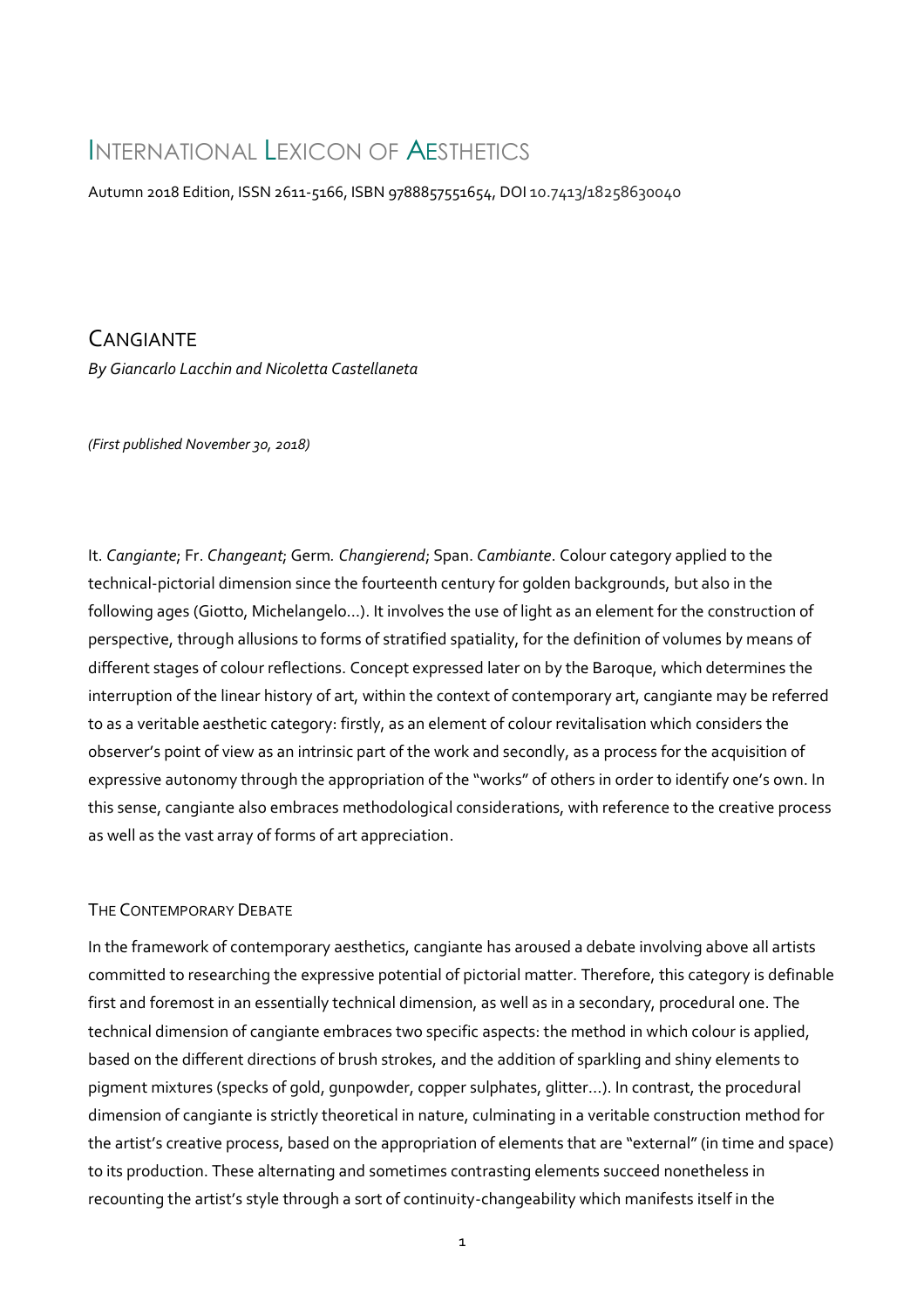# International Lexicon of Aesthetics

Autumn 2018 Edition, ISSN 2611-5166, ISBN 9788857551654, DOI 10.7413/18258630040

## Cangiante

*By Giancarlo Lacchin and Nicoletta Castellaneta*

*(First published November 30, 2018)*

It. *Cangiante*; Fr. *Changeant*; Germ. *Changierend*; Span. *Cambiante*. Colour category applied to the technical-pictorial dimension since the fourteenth century for golden backgrounds, but also in the following ages (Giotto, Michelangelo…). It involves the use of light as an element for the construction of perspective, through allusions to forms of stratified spatiality, for the definition of volumes by means of different stages of colour reflections. Concept expressed later on by the Baroque, which determines the interruption of the linear history of art, within the context of contemporary art, cangiante may be referred to as a veritable aesthetic category: firstly, as an element of colour revitalisation which considers the observer's point of view as an intrinsic part of the work and secondly, as a process for the acquisition of expressive autonomy through the appropriation of the "works" of others in order to identify one's own. In this sense, cangiante also embraces methodological considerations, with reference to the creative process as well as the vast array of forms of art appreciation.

### The Contemporary Debate

In the framework of contemporary aesthetics, cangiante has aroused a debate involving above all artists committed to researching the expressive potential of pictorial matter. Therefore, this category is definable first and foremost in an essentially technical dimension, as well as in a secondary, procedural one. The technical dimension of cangiante embraces two specific aspects: the method in which colour is applied, based on the different directions of brush strokes, and the addition of sparkling and shiny elements to pigment mixtures (specks of gold, gunpowder, copper sulphates, glitter…). In contrast, the procedural dimension of cangiante is strictly theoretical in nature, culminating in a veritable construction method for the artist's creative process, based on the appropriation of elements that are "external" (in time and space) to its production. These alternating and sometimes contrasting elements succeed nonetheless in recounting the artist's style through a sort of continuity-changeability which manifests itself in the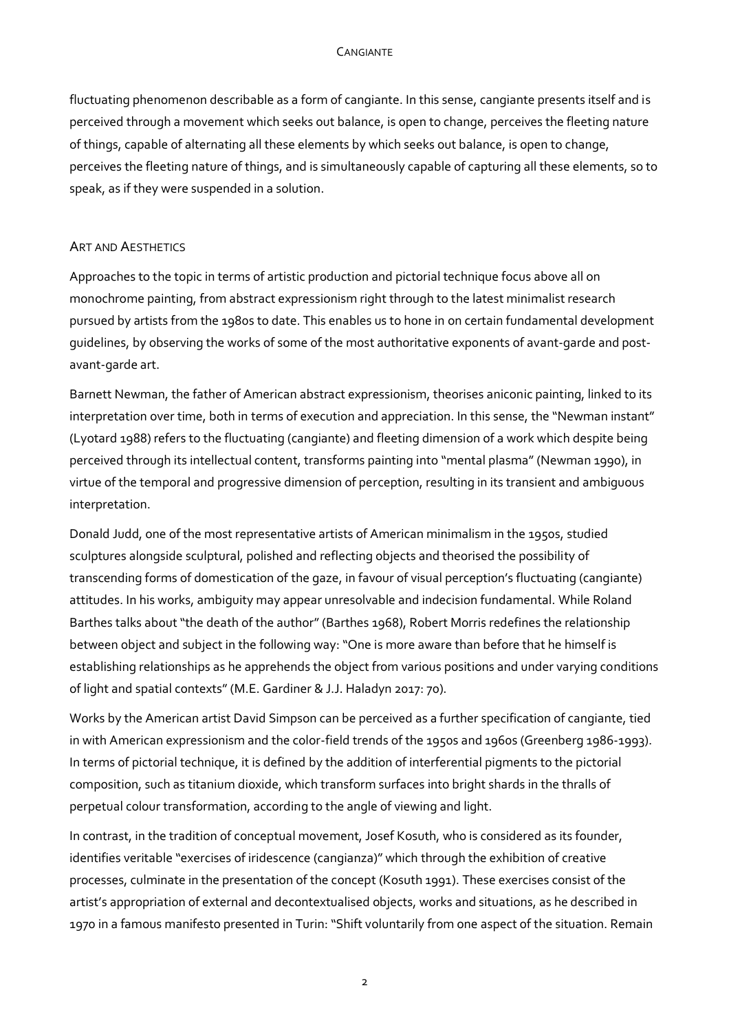fluctuating phenomenon describable as a form of cangiante. In this sense, cangiante presents itself and is perceived through a movement which seeks out balance, is open to change, perceives the fleeting nature of things, capable of alternating all these elements by which seeks out balance, is open to change, perceives the fleeting nature of things, and is simultaneously capable of capturing all these elements, so to speak, as if they were suspended in a solution.

## Art and Aesthetics

Approaches to the topic in terms of artistic production and pictorial technique focus above all on monochrome painting, from abstract expressionism right through to the latest minimalist research pursued by artists from the 1980s to date. This enables us to hone in on certain fundamental development guidelines, by observing the works of some of the most authoritative exponents of avant-garde and post-avant-garde art.

Barnett Newman, the father of American abstract expressionism, theorises aniconic painting, linked to its interpretation over time, both in terms of execution and appreciation. In this sense, the "Newman instant" (Lyotard 1988) refers to the fluctuating (cangiante) and fleeting dimension of a work which despite being perceived through its intellectual content, transforms painting into "mental plasma" (Newman 1990), in virtue of the temporal and progressive dimension of perception, resulting in its transient and ambiguous interpretation.

Donald Judd, one of the most representative artists of American minimalism in the 1950s, studied sculptures alongside sculptural, polished and reflecting objects and theorised the possibility of transcending forms of domestication of the gaze, in favour of visual perception's fluctuating (cangiante) attitudes. In his works, ambiguity may appear unresolvable and indecision fundamental. While Roland Barthes talks about "the death of the author" (Barthes 1968), Robert Morris redefines the relationship between object and subject in the following way: "One is more aware than before that he himself is establishing relationships as he apprehends the object from various positions and under varying conditions of light and spatial contexts" (M.E. Gardiner & J.J. Haladyn 2017: 70).

Works by the American artist David Simpson can be perceived as a further specification of cangiante, tied in with American expressionism and the color-field trends of the 1950s and 1960s (Greenberg 1986-1993). In terms of pictorial technique, it is defined by the addition of interferential pigments to the pictorial composition, such as titanium dioxide, which transform surfaces into bright shards in the thralls of perpetual colour transformation, according to the angle of viewing and light.

In contrast, in the tradition of conceptual movement, Josef Kosuth, who is considered as its founder, identifies veritable "exercises of iridescence (cangianza)" which through the exhibition of creative processes, culminate in the presentation of the concept (Kosuth 1991). These exercises consist of the artist's appropriation of external and decontextualised objects, works and situations, as he described in 1970 in a famous manifesto presented in Turin: "Shift voluntarily from one aspect of the situation. Remain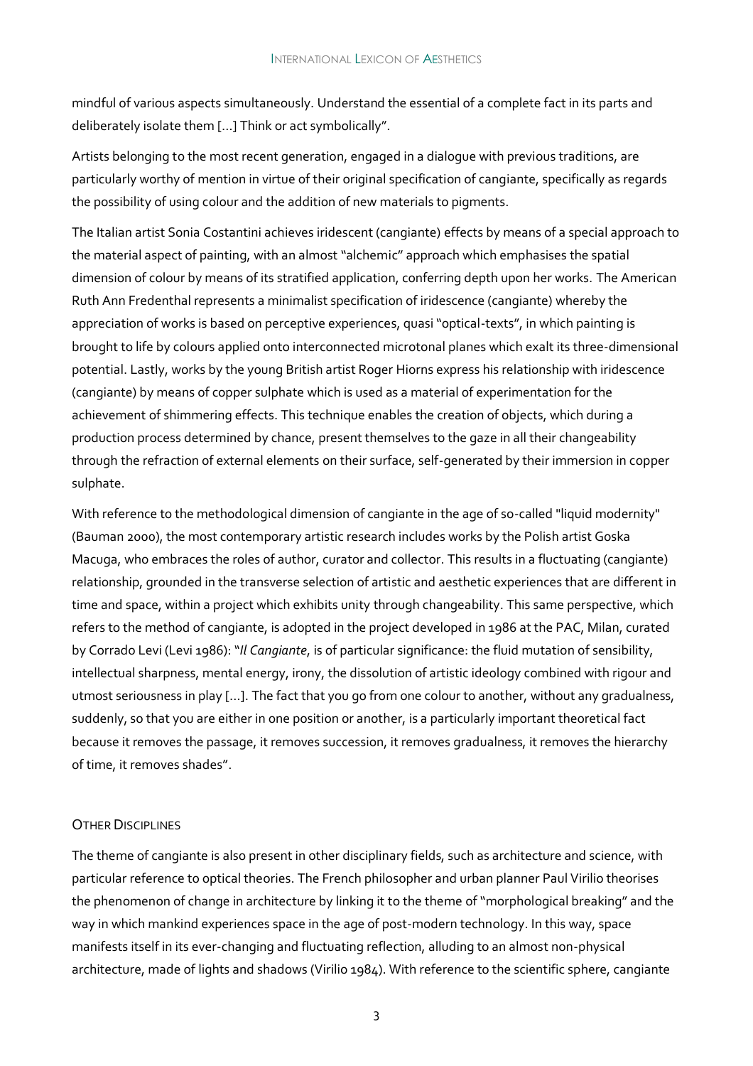mindful of various aspects simultaneously. Understand the essential of a complete fact in its parts and deliberately isolate them [...] Think or act symbolically".

Artists belonging to the most recent generation, engaged in a dialogue with previous traditions, are particularly worthy of mention in virtue of their original specification of cangiante, specifically as regards the possibility of using colour and the addition of new materials to pigments.

The Italian artist Sonia Costantini achieves iridescent (cangiante) effects by means of a special approach to the material aspect of painting, with an almost "alchemic" approach which emphasises the spatial dimension of colour by means of its stratified application, conferring depth upon her works. The American Ruth Ann Fredenthal represents a minimalist specification of iridescence (cangiante) whereby the appreciation of works is based on perceptive experiences, quasi "optical-texts", in which painting is brought to life by colours applied onto interconnected microtonal planes which exalt its three-dimensional potential. Lastly, works by the young British artist Roger Hiorns express his relationship with iridescence (cangiante) by means of copper sulphate which is used as a material of experimentation for the achievement of shimmering effects. This technique enables the creation of objects, which during a production process determined by chance, present themselves to the gaze in all their changeability through the refraction of external elements on their surface, self-generated by their immersion in copper sulphate.

With reference to the methodological dimension of cangiante in the age of so-called "liquid modernity" (Bauman 2000), the most contemporary artistic research includes works by the Polish artist Goska Macuga, who embraces the roles of author, curator and collector. This results in a fluctuating (cangiante) relationship, grounded in the transverse selection of artistic and aesthetic experiences that are different in time and space, within a project which exhibits unity through changeability. This same perspective, which refers to the method of cangiante, is adopted in the project developed in 1986 at the PAC, Milan, curated by Corrado Levi (Levi 1986): "*Il Cangiante*, is of particular significance: the fluid mutation of sensibility, intellectual sharpness, mental energy, irony, the dissolution of artistic ideology combined with rigour and utmost seriousness in play [...]. The fact that you go from one colour to another, without any gradualness, suddenly, so that you are either in one position or another, is a particularly important theoretical fact because it removes the passage, it removes succession, it removes gradualness, it removes the hierarchy of time, it removes shades".

## Other Disciplines

The theme of cangiante is also present in other disciplinary fields, such as architecture and science, with particular reference to optical theories. The French philosopher and urban planner Paul Virilio theorises the phenomenon of change in architecture by linking it to the theme of "morphological breaking" and the way in which mankind experiences space in the age of post-modern technology. In this way, space manifests itself in its ever-changing and fluctuating reflection, alluding to an almost non-physical architecture, made of lights and shadows (Virilio 1984). With reference to the scientific sphere, cangiante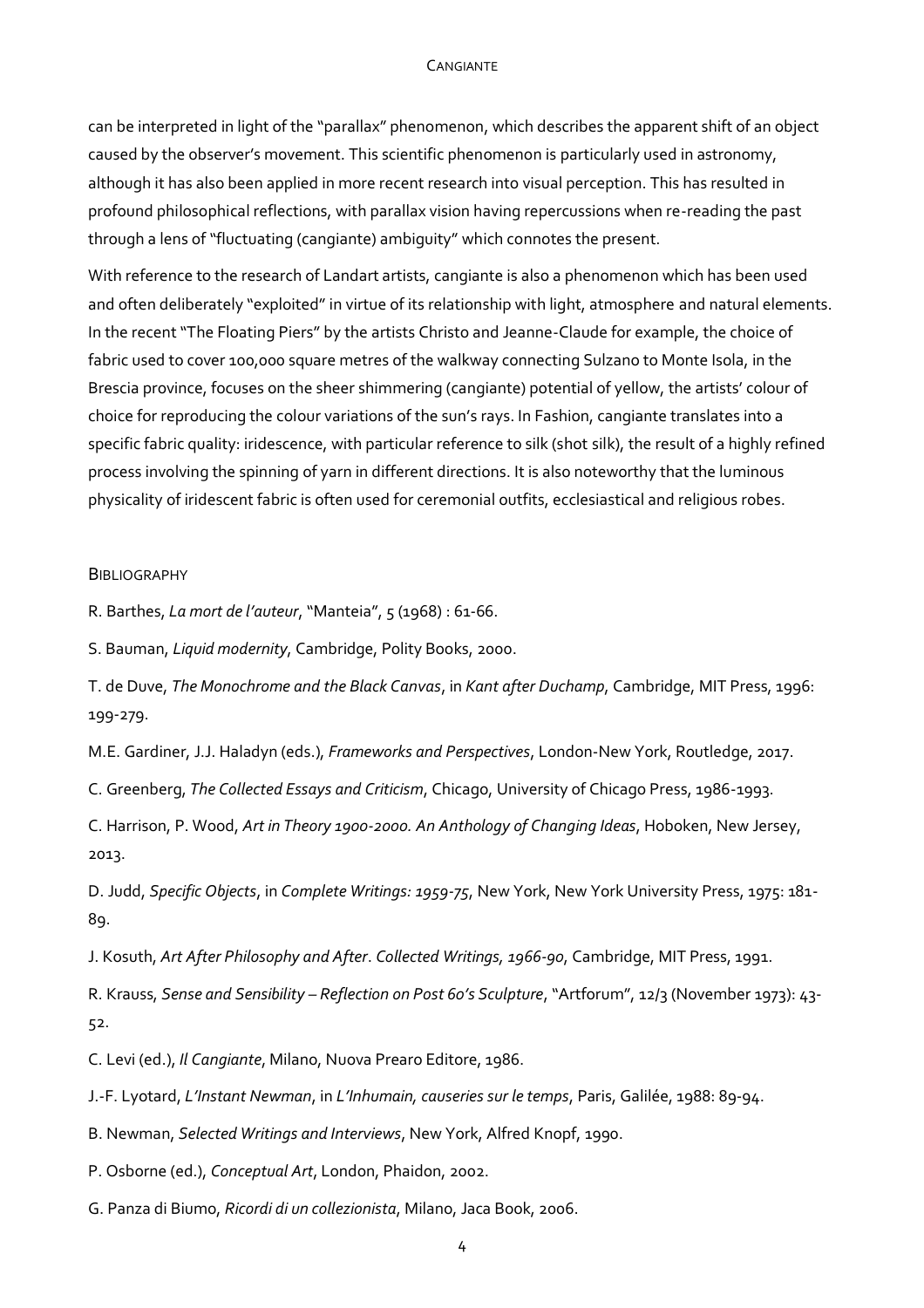can be interpreted in light of the "parallax" phenomenon, which describes the apparent shift of an object caused by the observer's movement. This scientific phenomenon is particularly used in astronomy, although it has also been applied in more recent research into visual perception. This has resulted in profound philosophical reflections, with parallax vision having repercussions when re-reading the past through a lens of "fluctuating (cangiante) ambiguity" which connotes the present.

With reference to the research of Landart artists, cangiante is also a phenomenon which has been used and often deliberately "exploited" in virtue of its relationship with light, atmosphere and natural elements. In the recent "The Floating Piers" by the artists Christo and Jeanne-Claude for example, the choice of fabric used to cover 100,000 square metres of the walkway connecting Sulzano to Monte Isola, in the Brescia province, focuses on the sheer shimmering (cangiante) potential of yellow, the artists' colour of choice for reproducing the colour variations of the sun's rays. In Fashion, cangiante translates into a specific fabric quality: iridescence, with particular reference to silk (shot silk), the result of a highly refined process involving the spinning of yarn in different directions. It is also noteworthy that the luminous physicality of iridescent fabric is often used for ceremonial outfits, ecclesiastical and religious robes.

## Bibliography

R. Barthes, *La mort de l'auteur*, "Manteia", 5 (1968) : 61-66.

S. Bauman, *Liquid modernity*, Cambridge, Polity Books, 2000.

T. de Duve, *The Monochrome and the Black Canvas*, in *Kant after Duchamp*, Cambridge, MIT Press, 1996: 199-279.

M.E. Gardiner, J.J. Haladyn (eds.), *Frameworks and Perspectives*, London-New York, Routledge, 2017.

C. Greenberg, *The Collected Essays and Criticism*, Chicago, University of Chicago Press, 1986-1993.

C. Harrison, P. Wood, *Art in Theory 1900-2000. An Anthology of Changing Ideas*, Hoboken, New Jersey, 2013.

D. Judd, *Specific Objects*, in *Complete Writings: 1959-75*, New York, New York University Press, 1975: 181-89.

J. Kosuth, *Art After Philosophy and After*. *Collected Writings, 1966-90*, Cambridge, MIT Press, 1991.

R. Krauss, *Sense and Sensibility – Reflection on Post 60's Sculpture*, "Artforum", 12/3 (November 1973): 43-52.

C. Levi (ed.), *Il Cangiante*, Milano, Nuova Prearo Editore, 1986.

J.-F. Lyotard, *L'Instant Newman*, in *L'Inhumain, causeries sur le temps*, Paris, Galilée, 1988: 89-94.

B. Newman, *Selected Writings and Interviews*, New York, Alfred Knopf, 1990.

P. Osborne (ed.), *Conceptual Art*, London, Phaidon, 2002.

G. Panza di Biumo, *Ricordi di un collezionista*, Milano, Jaca Book, 2006.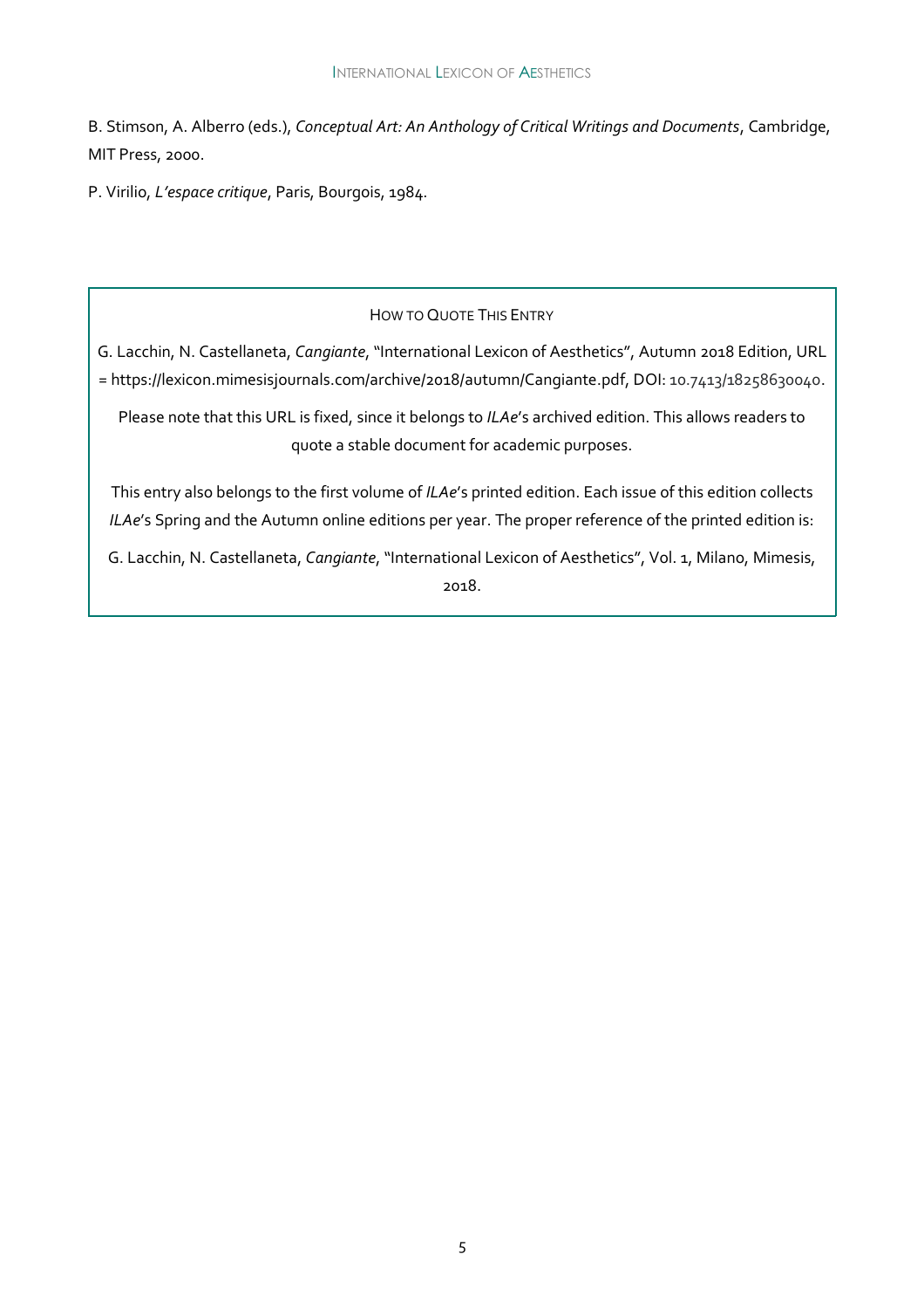B. Stimson, A. Alberro (eds.), *Conceptual Art: An Anthology of Critical Writings and Documents*, Cambridge, MIT Press, 2000.

P. Virilio, *L'espace critique*, Paris, Bourgois, 1984.

HOW TO QUOTE THIS ENTRY

G. Lacchin, N. Castellaneta, *Cangiante*, "International Lexicon of Aesthetics", Autumn 2018 Edition, URL = https://lexicon.mimesisjournals.com/archive/2018/autumn/Cangiante.pdf, DOI: 10.7413/18258630040.

Please note that this URL is fixed, since it belongs to *ILAe*'s archived edition. This allows readers to quote a stable document for academic purposes.

This entry also belongs to the first volume of *ILAe*'s printed edition. Each issue of this edition collects *ILAe*'s Spring and the Autumn online editions per year. The proper reference of the printed edition is:

G. Lacchin, N. Castellaneta, *Cangiante*, "International Lexicon of Aesthetics", Vol. 1, Milano, Mimesis, 2018.